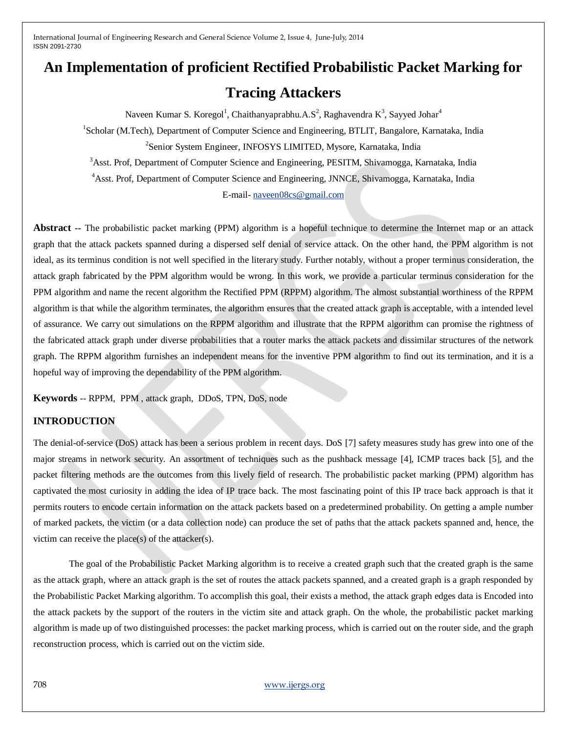# An Implementation of proficient Rectified Probabilistic Packet Marking for Tracing Attackers

Naveen Kumar S. Koregol[1], Chaithanyaprabhu.A.S[2], Raghavendra K[3], Sayyed Johar[4]

[1]Scholar (M.Tech), Department of Computer Science and Engineering, BTLIT, Bangalore, Karnataka, India

[2]Senior System Engineer, INFOSYS LIMITED, Mysore, Karnataka, India

[3]Asst. Prof, Department of Computer Science and Engineering, PESITM, Shivamogga, Karnataka, India

[4]Asst. Prof, Department of Computer Science and Engineering, JNNCE, Shivamogga, Karnataka, India

E-mail- naveen08cs@gmail.com

**Abstract** -- The probabilistic packet marking (PPM) algorithm is a hopeful technique to determine the Internet map or an attack graph that the attack packets spanned during a dispersed self denial of service attack. On the other hand, the PPM algorithm is not ideal, as its terminus condition is not well specified in the literary study. Further notably, without a proper terminus consideration, the attack graph fabricated by the PPM algorithm would be wrong. In this work, we provide a particular terminus consideration for the PPM algorithm and name the recent algorithm the Rectified PPM (RPPM) algorithm. The almost substantial worthiness of the RPPM algorithm is that while the algorithm terminates, the algorithm ensures that the created attack graph is acceptable, with a intended level of assurance. We carry out simulations on the RPPM algorithm and illustrate that the RPPM algorithm can promise the rightness of the fabricated attack graph under diverse probabilities that a router marks the attack packets and dissimilar structures of the network graph. The RPPM algorithm furnishes an independent means for the inventive PPM algorithm to find out its termination, and it is a hopeful way of improving the dependability of the PPM algorithm.

**Keywords** -- RPPM, PPM , attack graph, DDoS, TPN, DoS, node

## INTRODUCTION

The denial-of-service (DoS) attack has been a serious problem in recent days. DoS [7] safety measures study has grew into one of the major streams in network security. An assortment of techniques such as the pushback message [4], ICMP traces back [5], and the packet filtering methods are the outcomes from this lively field of research. The probabilistic packet marking (PPM) algorithm has captivated the most curiosity in adding the idea of IP trace back. The most fascinating point of this IP trace back approach is that it permits routers to encode certain information on the attack packets based on a predetermined probability. On getting a ample number of marked packets, the victim (or a data collection node) can produce the set of paths that the attack packets spanned and, hence, the victim can receive the place(s) of the attacker(s).

The goal of the Probabilistic Packet Marking algorithm is to receive a created graph such that the created graph is the same as the attack graph, where an attack graph is the set of routes the attack packets spanned, and a created graph is a graph responded by the Probabilistic Packet Marking algorithm. To accomplish this goal, their exists a method, the attack graph edges data is Encoded into the attack packets by the support of the routers in the victim site and attack graph. On the whole, the probabilistic packet marking algorithm is made up of two distinguished processes: the packet marking process, which is carried out on the router side, and the graph reconstruction process, which is carried out on the victim side.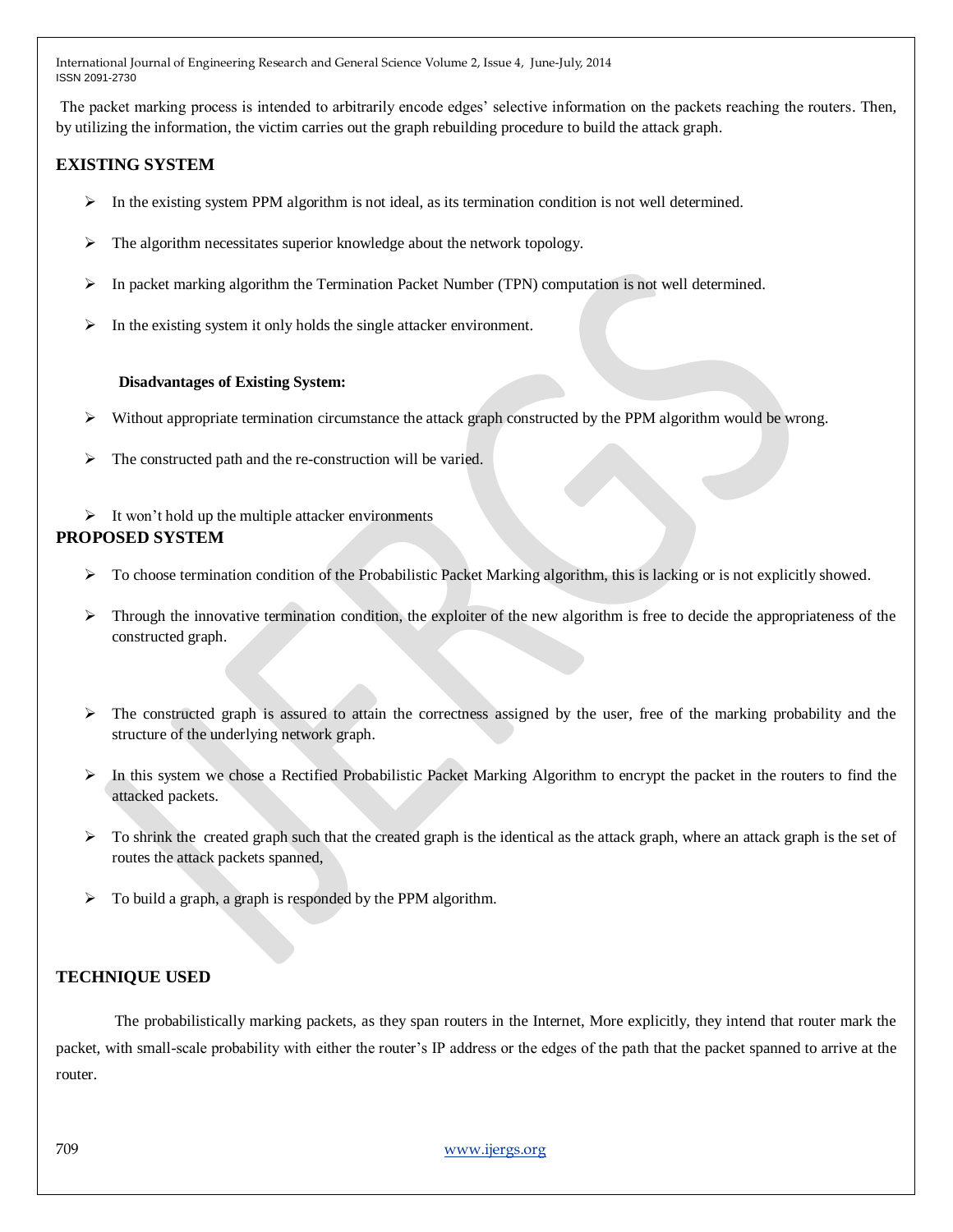The packet marking process is intended to arbitrarily encode edges' selective information on the packets reaching the routers. Then, by utilizing the information, the victim carries out the graph rebuilding procedure to build the attack graph.

## EXISTING SYSTEM

- In the existing system PPM algorithm is not ideal, as its termination condition is not well determined.
- The algorithm necessitates superior knowledge about the network topology.
- In packet marking algorithm the Termination Packet Number (TPN) computation is not well determined.
- In the existing system it only holds the single attacker environment.

**Disadvantages of Existing System:**

- Without appropriate termination circumstance the attack graph constructed by the PPM algorithm would be wrong.
- The constructed path and the re-construction will be varied.
- It won't hold up the multiple attacker environments

## PROPOSED SYSTEM

- To choose termination condition of the Probabilistic Packet Marking algorithm, this is lacking or is not explicitly showed.
- Through the innovative termination condition, the exploiter of the new algorithm is free to decide the appropriateness of the constructed graph.
- The constructed graph is assured to attain the correctness assigned by the user, free of the marking probability and the structure of the underlying network graph.
- In this system we chose a Rectified Probabilistic Packet Marking Algorithm to encrypt the packet in the routers to find the attacked packets.
- To shrink the created graph such that the created graph is the identical as the attack graph, where an attack graph is the set of routes the attack packets spanned,
- To build a graph, a graph is responded by the PPM algorithm.

## TECHNIQUE USED

The probabilistically marking packets, as they span routers in the Internet, More explicitly, they intend that router mark the packet, with small-scale probability with either the router's IP address or the edges of the path that the packet spanned to arrive at the router.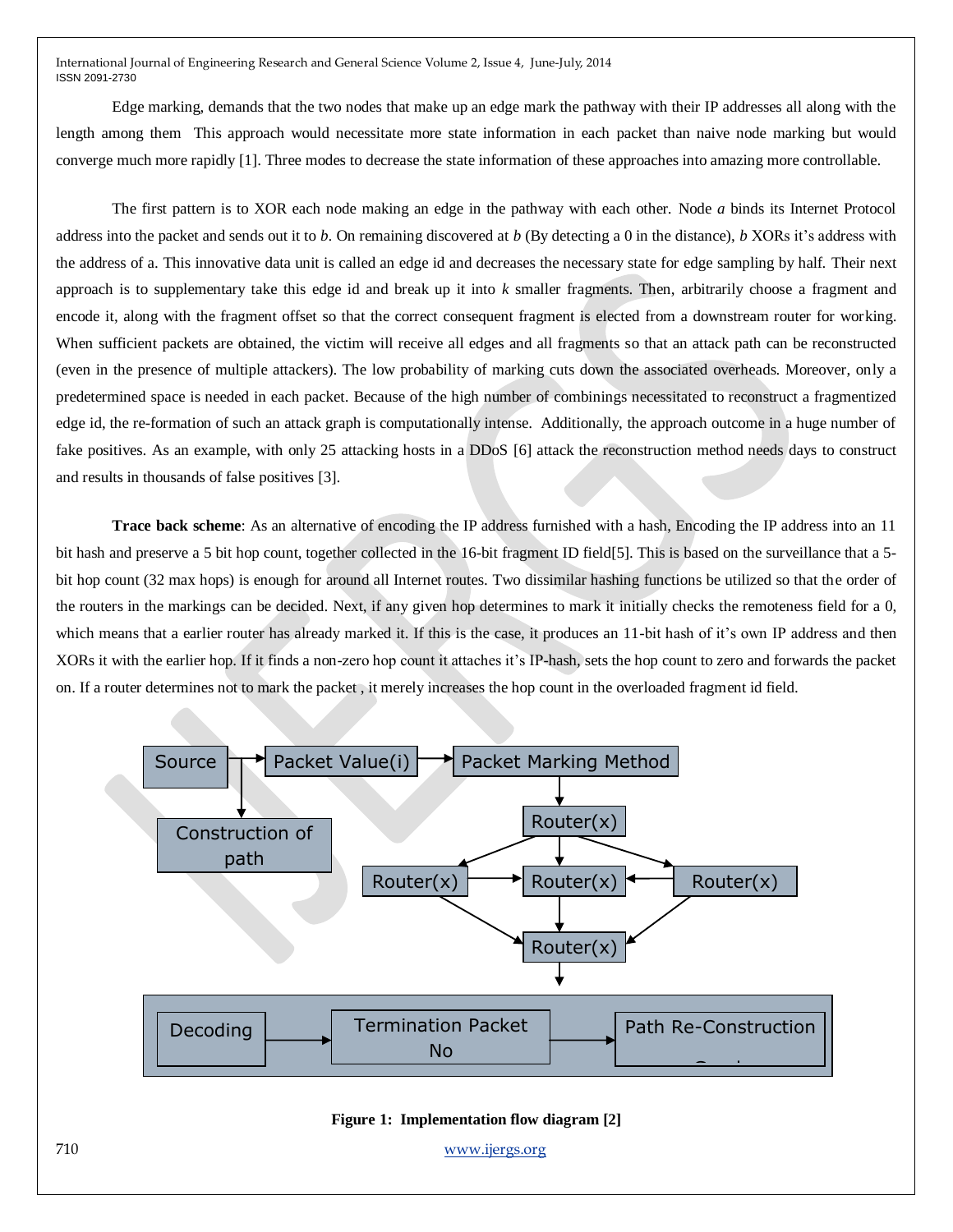Edge marking, demands that the two nodes that make up an edge mark the pathway with their IP addresses all along with the length among them This approach would necessitate more state information in each packet than naive node marking but would converge much more rapidly [1]. Three modes to decrease the state information of these approaches into amazing more controllable.

The first pattern is to XOR each node making an edge in the pathway with each other. Node *a* binds its Internet Protocol address into the packet and sends out it to *b*. On remaining discovered at *b* (By detecting a 0 in the distance), *b* XORs it's address with the address of a. This innovative data unit is called an edge id and decreases the necessary state for edge sampling by half. Their next approach is to supplementary take this edge id and break up it into *k* smaller fragments. Then, arbitrarily choose a fragment and encode it, along with the fragment offset so that the correct consequent fragment is elected from a downstream router for working. When sufficient packets are obtained, the victim will receive all edges and all fragments so that an attack path can be reconstructed (even in the presence of multiple attackers). The low probability of marking cuts down the associated overheads. Moreover, only a predetermined space is needed in each packet. Because of the high number of combinings necessitated to reconstruct a fragmentized edge id, the re-formation of such an attack graph is computationally intense. Additionally, the approach outcome in a huge number of fake positives. As an example, with only 25 attacking hosts in a DDoS [6] attack the reconstruction method needs days to construct and results in thousands of false positives [3].

**Trace back scheme**: As an alternative of encoding the IP address furnished with a hash, Encoding the IP address into an 11 bit hash and preserve a 5 bit hop count, together collected in the 16-bit fragment ID field[5]. This is based on the surveillance that a 5-bit hop count (32 max hops) is enough for around all Internet routes. Two dissimilar hashing functions be utilized so that the order of the routers in the markings can be decided. Next, if any given hop determines to mark it initially checks the remoteness field for a 0, which means that a earlier router has already marked it. If this is the case, it produces an 11-bit hash of it's own IP address and then XORs it with the earlier hop. If it finds a non-zero hop count it attaches it's IP-hash, sets the hop count to zero and forwards the packet on. If a router determines not to mark the packet , it merely increases the hop count in the overloaded fragment id field.

Source

Packet Value(i)

Packet Marking Method

Construction of path

Router(x)

Router(x)

Router(x)

Router(x)

Router(x)

Decoding

Termination Packet No

Path Re-Construction

**Figure 1: Implementation flow diagram [2]**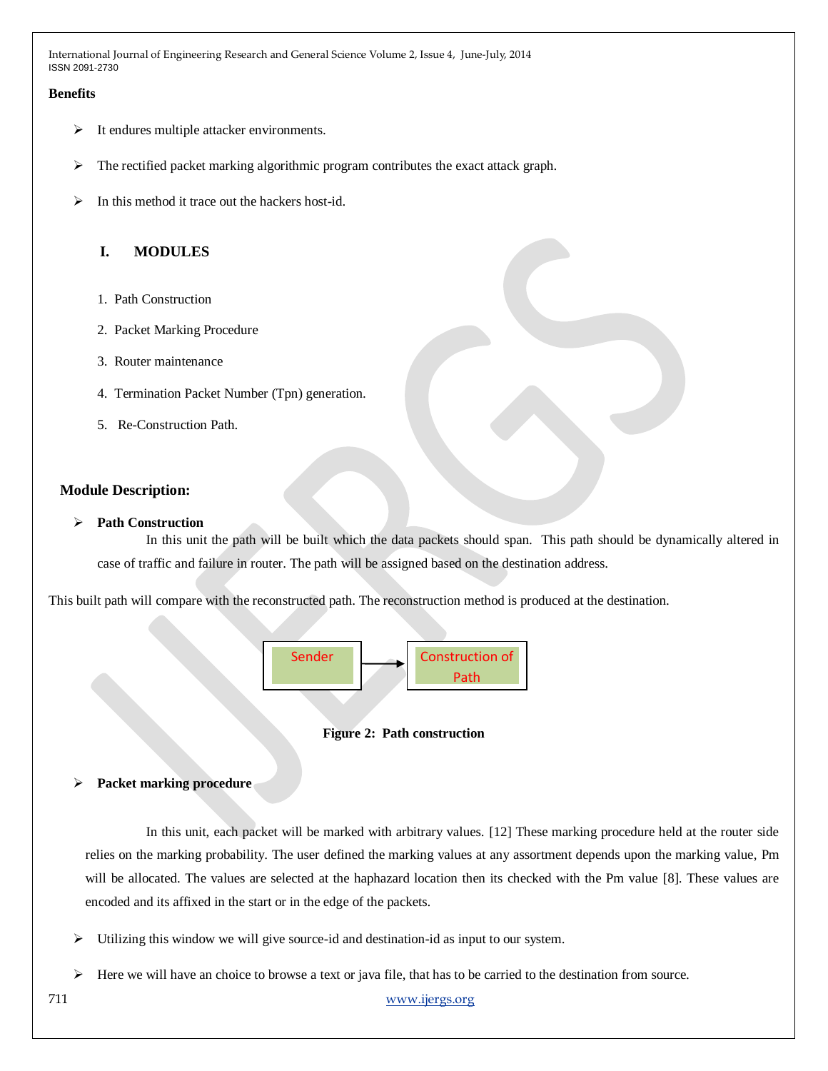**Benefits**

- It endures multiple attacker environments.
- The rectified packet marking algorithmic program contributes the exact attack graph.
- In this method it trace out the hackers host-id.

## I. MODULES

1. Path Construction
2. Packet Marking Procedure
3. Router maintenance
4. Termination Packet Number (Tpn) generation.
5. Re-Construction Path.

### Module Description:

- **Path Construction**

  In this unit the path will be built which the data packets should span. This path should be dynamically altered in case of traffic and failure in router. The path will be assigned based on the destination address.

This built path will compare with the reconstructed path. The reconstruction method is produced at the destination.

Sender

Construction of Path

**Figure 2: Path construction**

- **Packet marking procedure**

  In this unit, each packet will be marked with arbitrary values. [12] These marking procedure held at the router side relies on the marking probability. The user defined the marking values at any assortment depends upon the marking value, Pm will be allocated. The values are selected at the haphazard location then its checked with the Pm value [8]. These values are encoded and its affixed in the start or in the edge of the packets.

- Utilizing this window we will give source-id and destination-id as input to our system.
- Here we will have an choice to browse a text or java file, that has to be carried to the destination from source.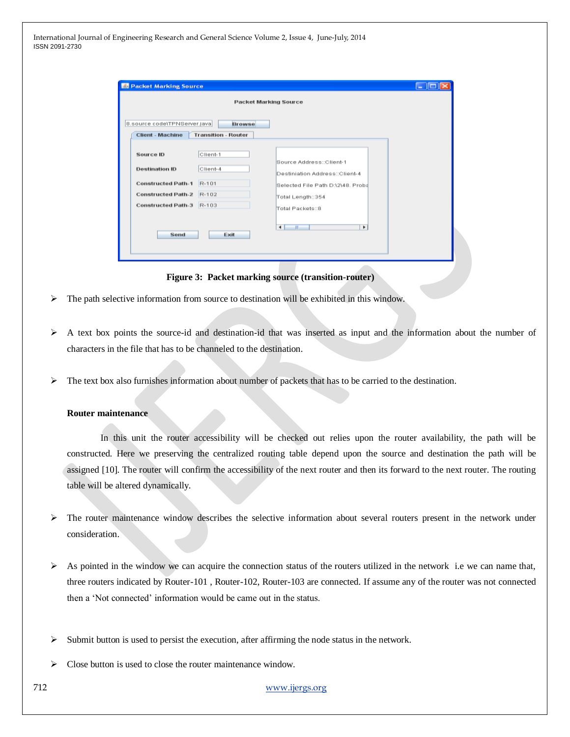**Figure 3: Packet marking source (transition-router)**

- The path selective information from source to destination will be exhibited in this window.

- A text box points the source-id and destination-id that was inserted as input and the information about the number of characters in the file that has to be channeled to the destination.

- The text box also furnishes information about number of packets that has to be carried to the destination.

**Router maintenance**

In this unit the router accessibility will be checked out relies upon the router availability, the path will be constructed. Here we preserving the centralized routing table depend upon the source and destination the path will be assigned [10]. The router will confirm the accessibility of the next router and then its forward to the next router. The routing table will be altered dynamically.

- The router maintenance window describes the selective information about several routers present in the network under consideration.

- As pointed in the window we can acquire the connection status of the routers utilized in the network i.e we can name that, three routers indicated by Router-101 , Router-102, Router-103 are connected. If assume any of the router was not connected then a 'Not connected' information would be came out in the status.

- Submit button is used to persist the execution, after affirming the node status in the network.

- Close button is used to close the router maintenance window.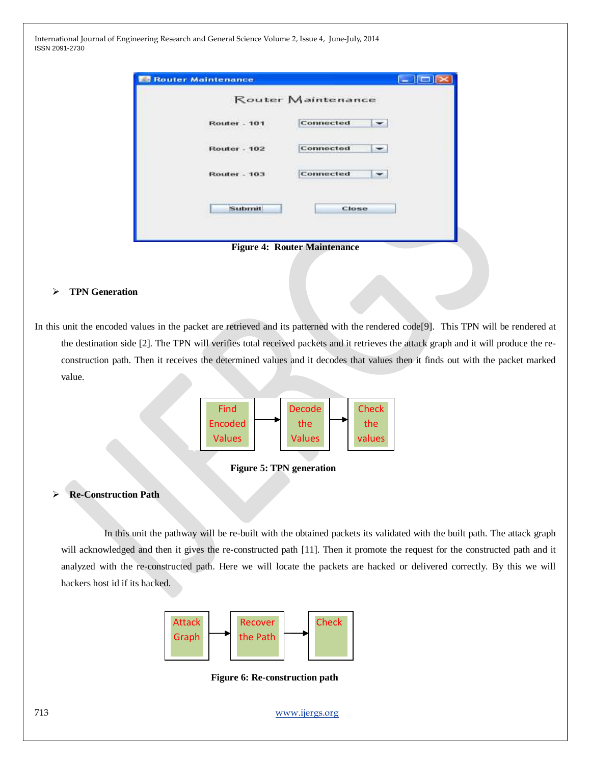Router Maintenance

Router - 101 Connected

Router - 102 Connected

Router - 103 Connected

Submit Close

Figure 4: Router Maintenance

- **TPN Generation**

In this unit the encoded values in the packet are retrieved and its patterned with the rendered code[9]. This TPN will be rendered at the destination side [2]. The TPN will verifies total received packets and it retrieves the attack graph and it will produce the re-construction path. Then it receives the determined values and it decodes that values then it finds out with the packet marked value.

Find Encoded Values

Decode the Values

Check the values

Figure 5: TPN generation

- **Re-Construction Path**

In this unit the pathway will be re-built with the obtained packets its validated with the built path. The attack graph will acknowledged and then it gives the re-constructed path [11]. Then it promote the request for the constructed path and it analyzed with the re-constructed path. Here we will locate the packets are hacked or delivered correctly. By this we will hackers host id if its hacked.

Attack Graph

Recover the Path

Check

Figure 6: Re-construction path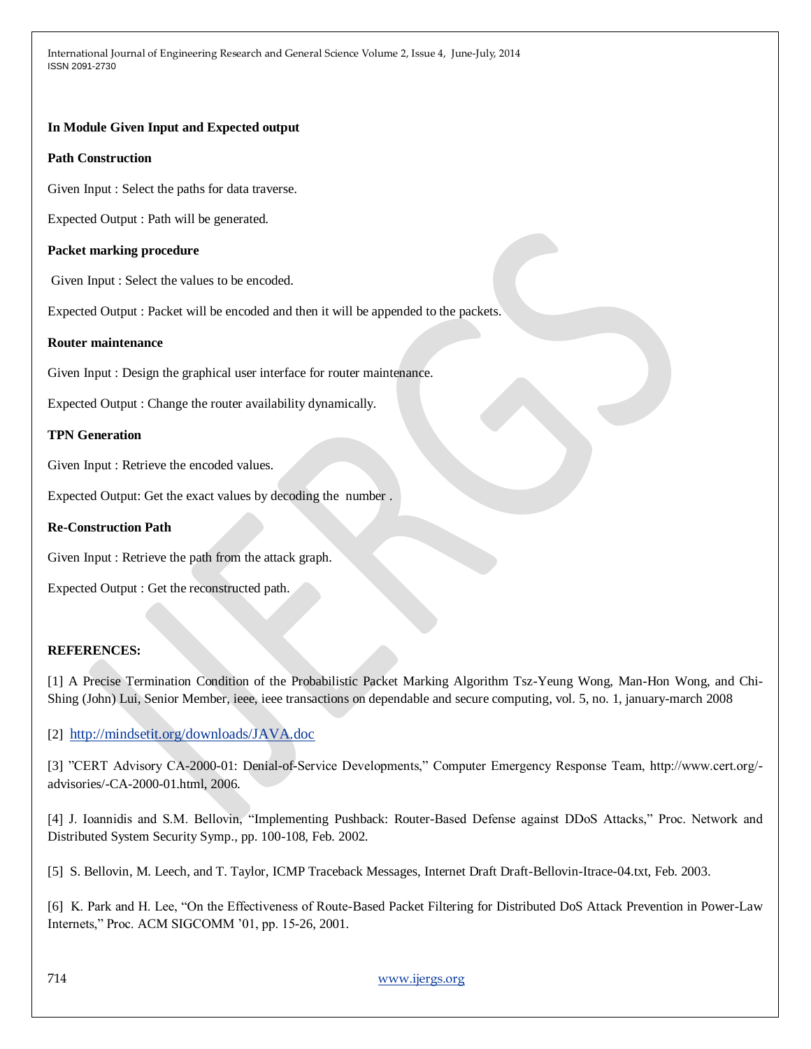**In Module Given Input and Expected output**

**Path Construction**

Given Input : Select the paths for data traverse.

Expected Output : Path will be generated.

**Packet marking procedure**

Given Input : Select the values to be encoded.

Expected Output : Packet will be encoded and then it will be appended to the packets.

**Router maintenance**

Given Input : Design the graphical user interface for router maintenance.

Expected Output : Change the router availability dynamically.

**TPN Generation**

Given Input : Retrieve the encoded values.

Expected Output: Get the exact values by decoding the number .

**Re-Construction Path**

Given Input : Retrieve the path from the attack graph.

Expected Output : Get the reconstructed path.

**REFERENCES:**

[1] A Precise Termination Condition of the Probabilistic Packet Marking Algorithm Tsz-Yeung Wong, Man-Hon Wong, and Chi-Shing (John) Lui, Senior Member, ieee, ieee transactions on dependable and secure computing, vol. 5, no. 1, january-march 2008

[2] http://mindsetit.org/downloads/JAVA.doc

[3] "CERT Advisory CA-2000-01: Denial-of-Service Developments," Computer Emergency Response Team, http://www.cert.org/-advisories/-CA-2000-01.html, 2006.

[4] J. Ioannidis and S.M. Bellovin, "Implementing Pushback: Router-Based Defense against DDoS Attacks," Proc. Network and Distributed System Security Symp., pp. 100-108, Feb. 2002.

[5] S. Bellovin, M. Leech, and T. Taylor, ICMP Traceback Messages, Internet Draft Draft-Bellovin-Itrace-04.txt, Feb. 2003.

[6] K. Park and H. Lee, "On the Effectiveness of Route-Based Packet Filtering for Distributed DoS Attack Prevention in Power-Law Internets," Proc. ACM SIGCOMM '01, pp. 15-26, 2001.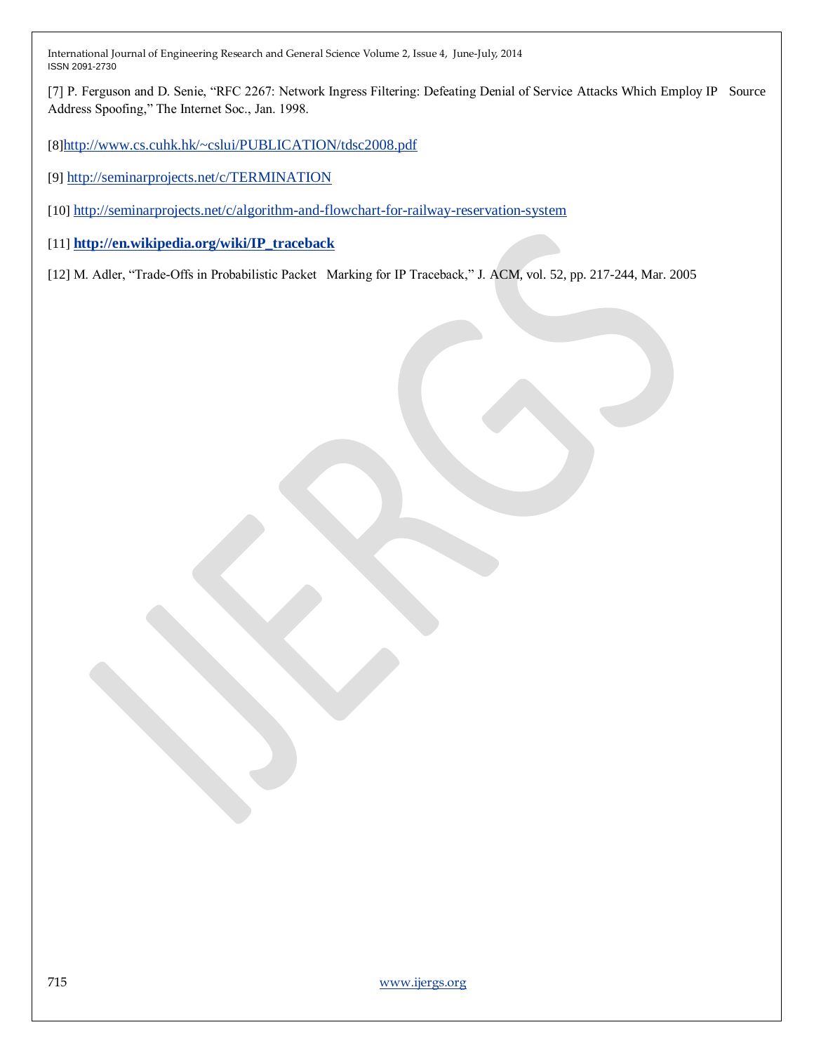[7] P. Ferguson and D. Senie, "RFC 2267: Network Ingress Filtering: Defeating Denial of Service Attacks Which Employ IP Source Address Spoofing," The Internet Soc., Jan. 1998.

[8]http://www.cs.cuhk.hk/~cslui/PUBLICATION/tdsc2008.pdf

[9] http://seminarprojects.net/c/TERMINATION

[10] http://seminarprojects.net/c/algorithm-and-flowchart-for-railway-reservation-system

[11] **http://en.wikipedia.org/wiki/IP_traceback**

[12] M. Adler, "Trade-Offs in Probabilistic Packet Marking for IP Traceback," J. ACM, vol. 52, pp. 217-244, Mar. 2005